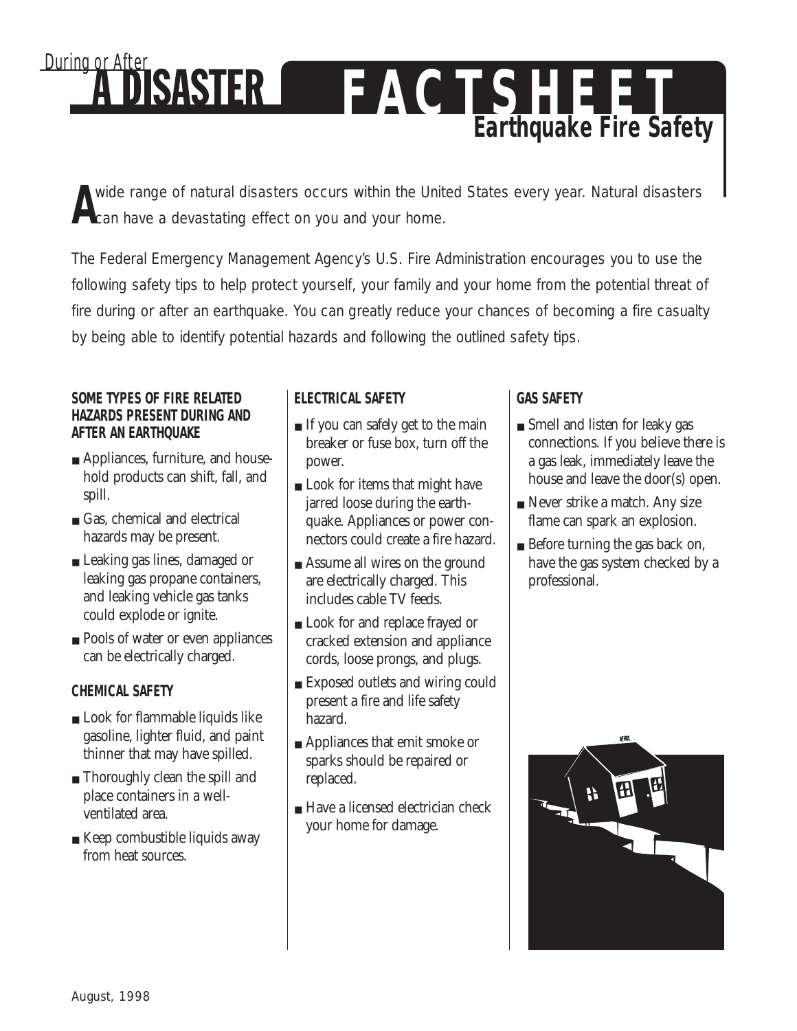During or After

# A DISASTER FACTSHEET

## Earthquake Fire Safety

A wide range of natural disasters occurs within the United States every year. Natural disasters can have a devastating effect on you and your home.

The Federal Emergency Management Agency's U.S. Fire Administration encourages you to use the following safety tips to help protect yourself, your family and your home from the potential threat of fire during or after an earthquake. You can greatly reduce your chances of becoming a fire casualty by being able to identify potential hazards and following the outlined safety tips.

### SOME TYPES OF FIRE RELATED HAZARDS PRESENT DURING AND AFTER AN EARTHQUAKE

- Appliances, furniture, and household products can shift, fall, and spill.
- Gas, chemical and electrical hazards may be present.
- Leaking gas lines, damaged or leaking gas propane containers, and leaking vehicle gas tanks could explode or ignite.
- Pools of water or even appliances can be electrically charged.

### CHEMICAL SAFETY

- Look for flammable liquids like gasoline, lighter fluid, and paint thinner that may have spilled.
- Thoroughly clean the spill and place containers in a well-ventilated area.
- Keep combustible liquids away from heat sources.

### ELECTRICAL SAFETY

- If you can safely get to the main breaker or fuse box, turn off the power.
- Look for items that might have jarred loose during the earthquake. Appliances or power connectors could create a fire hazard.
- Assume all wires on the ground are electrically charged. This includes cable TV feeds.
- Look for and replace frayed or cracked extension and appliance cords, loose prongs, and plugs.
- Exposed outlets and wiring could present a fire and life safety hazard.
- Appliances that emit smoke or sparks should be repaired or replaced.
- Have a licensed electrician check your home for damage.

### GAS SAFETY

- Smell and listen for leaky gas connections. If you believe there is a gas leak, immediately leave the house and leave the door(s) open.
- Never strike a match. Any size flame can spark an explosion.
- Before turning the gas back on, have the gas system checked by a professional.

August, 1998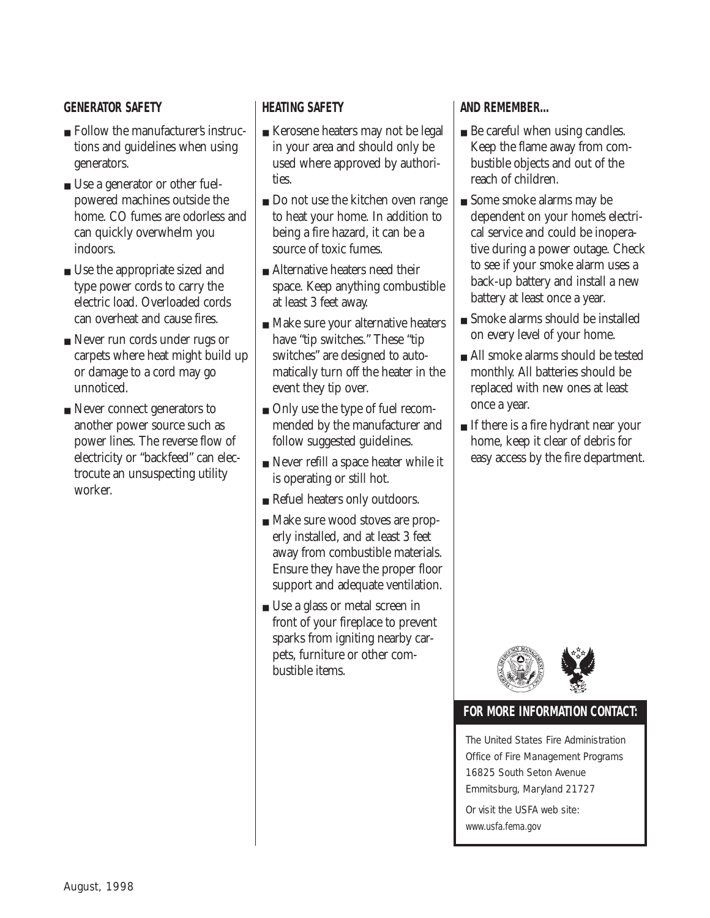## GENERATOR SAFETY

- Follow the manufacturer's instructions and guidelines when using generators.
- Use a generator or other fuel-powered machines outside the home. CO fumes are odorless and can quickly overwhelm you indoors.
- Use the appropriate sized and type power cords to carry the electric load. Overloaded cords can overheat and cause fires.
- Never run cords under rugs or carpets where heat might build up or damage to a cord may go unnoticed.
- Never connect generators to another power source such as power lines. The reverse flow of electricity or "backfeed" can electrocute an unsuspecting utility worker.

## HEATING SAFETY

- Kerosene heaters may not be legal in your area and should only be used where approved by authorities.
- Do not use the kitchen oven range to heat your home. In addition to being a fire hazard, it can be a source of toxic fumes.
- Alternative heaters need their space. Keep anything combustible at least 3 feet away.
- Make sure your alternative heaters have "tip switches." These "tip switches" are designed to automatically turn off the heater in the event they tip over.
- Only use the type of fuel recommended by the manufacturer and follow suggested guidelines.
- Never refill a space heater while it is operating or still hot.
- Refuel heaters only outdoors.
- Make sure wood stoves are properly installed, and at least 3 feet away from combustible materials. Ensure they have the proper floor support and adequate ventilation.
- Use a glass or metal screen in front of your fireplace to prevent sparks from igniting nearby carpets, furniture or other combustible items.

## AND REMEMBER...

- Be careful when using candles. Keep the flame away from combustible objects and out of the reach of children.
- Some smoke alarms may be dependent on your home's electrical service and could be inoperative during a power outage. Check to see if your smoke alarm uses a back-up battery and install a new battery at least once a year.
- Smoke alarms should be installed on every level of your home.
- All smoke alarms should be tested monthly. All batteries should be replaced with new ones at least once a year.
- If there is a fire hydrant near your home, keep it clear of debris for easy access by the fire department.

## FOR MORE INFORMATION CONTACT:

The United States Fire Administration
Office of Fire Management Programs
16825 South Seton Avenue
Emmitsburg, Maryland 21727

Or visit the USFA web site:
www.usfa.fema.gov

August, 1998